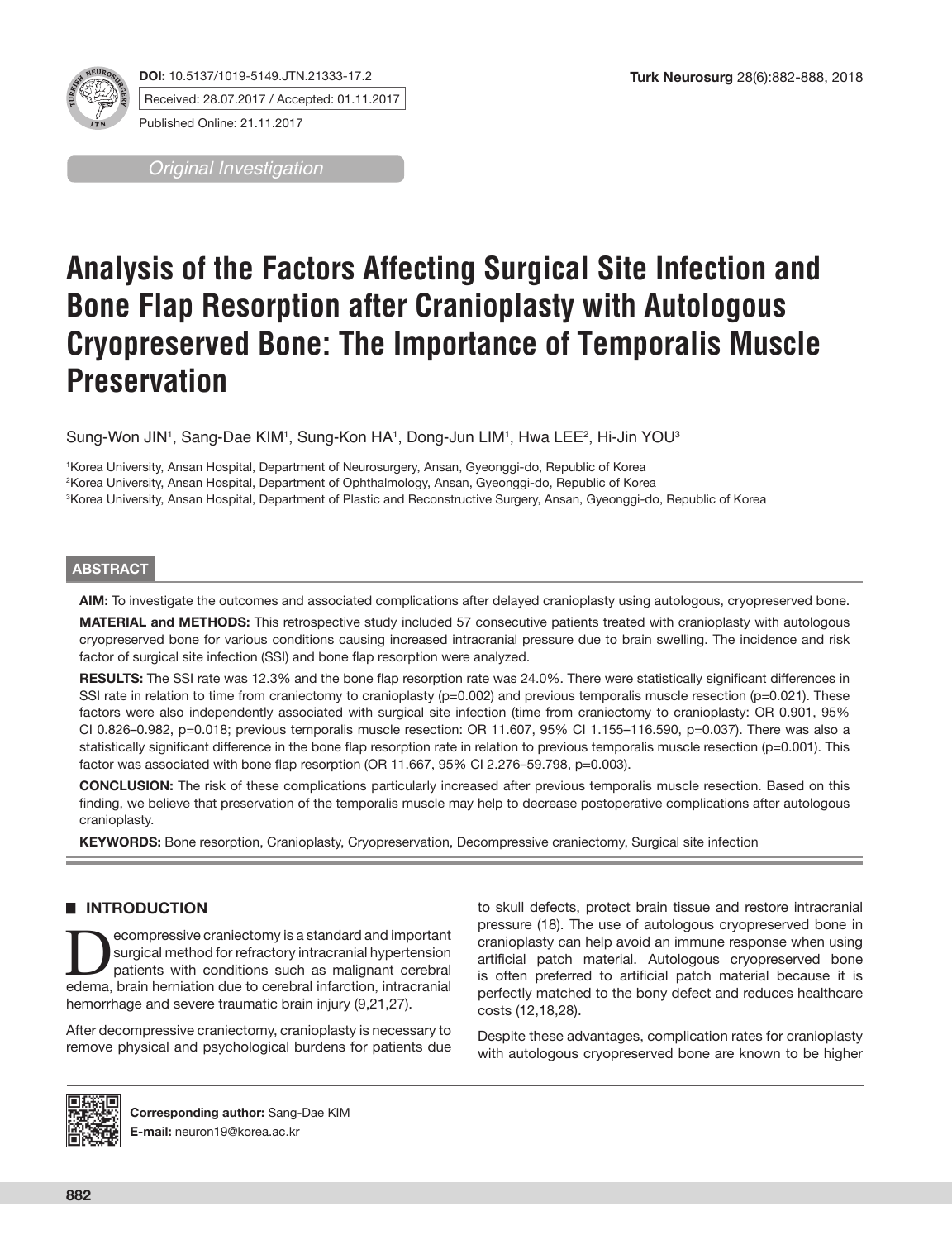**DOI:** 10.5137/1019-5149.JTN.21333-17.2

Received: 28.07.2017 / Accepted: 01.11.2017

Published Online: 21.11.2017

*Original Investigation*

# Analysis of the Factors Affecting Surgical Site Infection and Bone Flap Resorption after Cranioplasty with Autologous Cryopreserved Bone: The Importance of Temporalis Muscle Preservation

Sung-Won JIN[1], Sang-Dae KIM[1], Sung-Kon HA[1], Dong-Jun LIM[1], Hwa LEE[2], Hi-Jin YOU[3]

[1]Korea University, Ansan Hospital, Department of Neurosurgery, Ansan, Gyeonggi-do, Republic of Korea
[2]Korea University, Ansan Hospital, Department of Ophthalmology, Ansan, Gyeonggi-do, Republic of Korea
[3]Korea University, Ansan Hospital, Department of Plastic and Reconstructive Surgery, Ansan, Gyeonggi-do, Republic of Korea

## ABSTRACT

**AIM:** To investigate the outcomes and associated complications after delayed cranioplasty using autologous, cryopreserved bone.

**MATERIAL and METHODS:** This retrospective study included 57 consecutive patients treated with cranioplasty with autologous cryopreserved bone for various conditions causing increased intracranial pressure due to brain swelling. The incidence and risk factor of surgical site infection (SSI) and bone flap resorption were analyzed.

**RESULTS:** The SSI rate was 12.3% and the bone flap resorption rate was 24.0%. There were statistically significant differences in SSI rate in relation to time from craniectomy to cranioplasty (p=0.002) and previous temporalis muscle resection (p=0.021). These factors were also independently associated with surgical site infection (time from craniectomy to cranioplasty: OR 0.901, 95% CI 0.826–0.982, p=0.018; previous temporalis muscle resection: OR 11.607, 95% CI 1.155–116.590, p=0.037). There was also a statistically significant difference in the bone flap resorption rate in relation to previous temporalis muscle resection (p=0.001). This factor was associated with bone flap resorption (OR 11.667, 95% CI 2.276–59.798, p=0.003).

**CONCLUSION:** The risk of these complications particularly increased after previous temporalis muscle resection. Based on this finding, we believe that preservation of the temporalis muscle may help to decrease postoperative complications after autologous cranioplasty.

**KEYWORDS:** Bone resorption, Cranioplasty, Cryopreservation, Decompressive craniectomy, Surgical site infection

## INTRODUCTION

Decompressive craniectomy is a standard and important surgical method for refractory intracranial hypertension patients with conditions such as malignant cerebral edema, brain herniation due to cerebral infarction, intracranial hemorrhage and severe traumatic brain injury (9,21,27).

After decompressive craniectomy, cranioplasty is necessary to remove physical and psychological burdens for patients due to skull defects, protect brain tissue and restore intracranial pressure (18). The use of autologous cryopreserved bone in cranioplasty can help avoid an immune response when using artificial patch material. Autologous cryopreserved bone is often preferred to artificial patch material because it is perfectly matched to the bony defect and reduces healthcare costs (12,18,28).

Despite these advantages, complication rates for cranioplasty with autologous cryopreserved bone are known to be higher

**Corresponding author:** Sang-Dae KIM
**E-mail:** neuron19@korea.ac.kr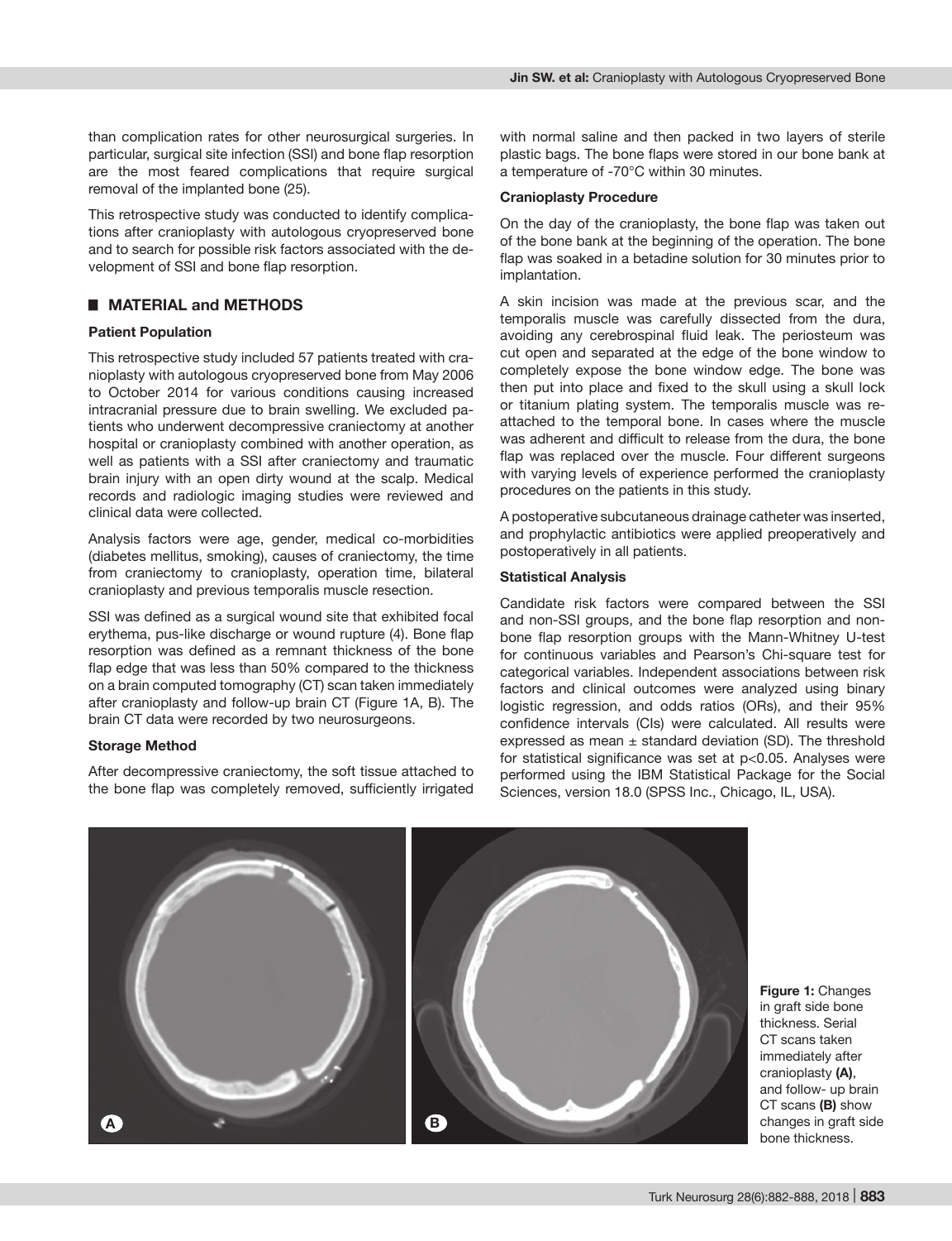than complication rates for other neurosurgical surgeries. In particular, surgical site infection (SSI) and bone flap resorption are the most feared complications that require surgical removal of the implanted bone (25).

This retrospective study was conducted to identify complications after cranioplasty with autologous cryopreserved bone and to search for possible risk factors associated with the development of SSI and bone flap resorption.

## MATERIAL and METHODS

### Patient Population

This retrospective study included 57 patients treated with cranioplasty with autologous cryopreserved bone from May 2006 to October 2014 for various conditions causing increased intracranial pressure due to brain swelling. We excluded patients who underwent decompressive craniectomy at another hospital or cranioplasty combined with another operation, as well as patients with a SSI after craniectomy and traumatic brain injury with an open dirty wound at the scalp. Medical records and radiologic imaging studies were reviewed and clinical data were collected.

Analysis factors were age, gender, medical co-morbidities (diabetes mellitus, smoking), causes of craniectomy, the time from craniectomy to cranioplasty, operation time, bilateral cranioplasty and previous temporalis muscle resection.

SSI was defined as a surgical wound site that exhibited focal erythema, pus-like discharge or wound rupture (4). Bone flap resorption was defined as a remnant thickness of the bone flap edge that was less than 50% compared to the thickness on a brain computed tomography (CT) scan taken immediately after cranioplasty and follow-up brain CT (Figure 1A, B). The brain CT data were recorded by two neurosurgeons.

### Storage Method

After decompressive craniectomy, the soft tissue attached to the bone flap was completely removed, sufficiently irrigated with normal saline and then packed in two layers of sterile plastic bags. The bone flaps were stored in our bone bank at a temperature of -70°C within 30 minutes.

### Cranioplasty Procedure

On the day of the cranioplasty, the bone flap was taken out of the bone bank at the beginning of the operation. The bone flap was soaked in a betadine solution for 30 minutes prior to implantation.

A skin incision was made at the previous scar, and the temporalis muscle was carefully dissected from the dura, avoiding any cerebrospinal fluid leak. The periosteum was cut open and separated at the edge of the bone window to completely expose the bone window edge. The bone was then put into place and fixed to the skull using a skull lock or titanium plating system. The temporalis muscle was reattached to the temporal bone. In cases where the muscle was adherent and difficult to release from the dura, the bone flap was replaced over the muscle. Four different surgeons with varying levels of experience performed the cranioplasty procedures on the patients in this study.

A postoperative subcutaneous drainage catheter was inserted, and prophylactic antibiotics were applied preoperatively and postoperatively in all patients.

### Statistical Analysis

Candidate risk factors were compared between the SSI and non-SSI groups, and the bone flap resorption and non-bone flap resorption groups with the Mann-Whitney U-test for continuous variables and Pearson's Chi-square test for categorical variables. Independent associations between risk factors and clinical outcomes were analyzed using binary logistic regression, and odds ratios (ORs), and their 95% confidence intervals (CIs) were calculated. All results were expressed as mean ± standard deviation (SD). The threshold for statistical significance was set at $p<0.05$. Analyses were performed using the IBM Statistical Package for the Social Sciences, version 18.0 (SPSS Inc., Chicago, IL, USA).

**Figure 1:** Changes in graft side bone thickness. Serial CT scans taken immediately after cranioplasty **(A)**, and follow- up brain CT scans **(B)** show changes in graft side bone thickness.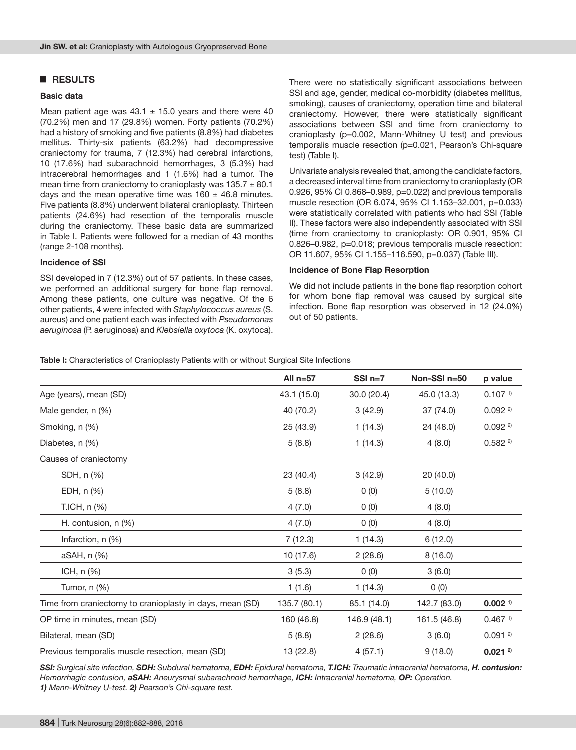## RESULTS

### Basic data

Mean patient age was 43.1 ± 15.0 years and there were 40 (70.2%) men and 17 (29.8%) women. Forty patients (70.2%) had a history of smoking and five patients (8.8%) had diabetes mellitus. Thirty-six patients (63.2%) had decompressive craniectomy for trauma, 7 (12.3%) had cerebral infarctions, 10 (17.6%) had subarachnoid hemorrhages, 3 (5.3%) had intracerebral hemorrhages and 1 (1.6%) had a tumor. The mean time from craniectomy to cranioplasty was 135.7 ± 80.1 days and the mean operative time was 160 ± 46.8 minutes. Five patients (8.8%) underwent bilateral cranioplasty. Thirteen patients (24.6%) had resection of the temporalis muscle during the craniectomy. These basic data are summarized in Table I. Patients were followed for a median of 43 months (range 2-108 months).

### Incidence of SSI

SSI developed in 7 (12.3%) out of 57 patients. In these cases, we performed an additional surgery for bone flap removal. Among these patients, one culture was negative. Of the 6 other patients, 4 were infected with *Staphylococcus aureus* (S. aureus) and one patient each was infected with *Pseudomonas aeruginosa* (P. aeruginosa) and *Klebsiella oxytoca* (K. oxytoca).

There were no statistically significant associations between SSI and age, gender, medical co-morbidity (diabetes mellitus, smoking), causes of craniectomy, operation time and bilateral craniectomy. However, there were statistically significant associations between SSI and time from craniectomy to cranioplasty (p=0.002, Mann-Whitney U test) and previous temporalis muscle resection (p=0.021, Pearson's Chi-square test) (Table I).

Univariate analysis revealed that, among the candidate factors, a decreased interval time from craniectomy to cranioplasty (OR 0.926, 95% CI 0.868–0.989, p=0.022) and previous temporalis muscle resection (OR 6.074, 95% CI 1.153–32.001, p=0.033) were statistically correlated with patients who had SSI (Table II). These factors were also independently associated with SSI (time from craniectomy to cranioplasty: OR 0.901, 95% CI 0.826–0.982, p=0.018; previous temporalis muscle resection: OR 11.607, 95% CI 1.155–116.590, p=0.037) (Table III).

### Incidence of Bone Flap Resorption

We did not include patients in the bone flap resorption cohort for whom bone flap removal was caused by surgical site infection. Bone flap resorption was observed in 12 (24.0%) out of 50 patients.

**Table I:** Characteristics of Cranioplasty Patients with or without Surgical Site Infections

| | All n=57 | SSI n=7 | Non-SSI n=50 | p value |
|---|---|---|---|---|
| Age (years), mean (SD) | 43.1 (15.0) | 30.0 (20.4) | 45.0 (13.3) | 0.107 [1)] |
| Male gender, n (%) | 40 (70.2) | 3 (42.9) | 37 (74.0) | 0.092 [2)] |
| Smoking, n (%) | 25 (43.9) | 1 (14.3) | 24 (48.0) | 0.092 [2)] |
| Diabetes, n (%) | 5 (8.8) | 1 (14.3) | 4 (8.0) | 0.582 [2)] |
| Causes of craniectomy | | | | |
| SDH, n (%) | 23 (40.4) | 3 (42.9) | 20 (40.0) | |
| EDH, n (%) | 5 (8.8) | 0 (0) | 5 (10.0) | |
| T.ICH, n (%) | 4 (7.0) | 0 (0) | 4 (8.0) | |
| H. contusion, n (%) | 4 (7.0) | 0 (0) | 4 (8.0) | |
| Infarction, n (%) | 7 (12.3) | 1 (14.3) | 6 (12.0) | |
| aSAH, n (%) | 10 (17.6) | 2 (28.6) | 8 (16.0) | |
| ICH, n (%) | 3 (5.3) | 0 (0) | 3 (6.0) | |
| Tumor, n (%) | 1 (1.6) | 1 (14.3) | 0 (0) | |
| Time from craniectomy to cranioplasty in days, mean (SD) | 135.7 (80.1) | 85.1 (14.0) | 142.7 (83.0) | **0.002 [1)]** |
| OP time in minutes, mean (SD) | 160 (46.8) | 146.9 (48.1) | 161.5 (46.8) | 0.467 [1)] |
| Bilateral, mean (SD) | 5 (8.8) | 2 (28.6) | 3 (6.0) | 0.091 [2)] |
| Previous temporalis muscle resection, mean (SD) | 13 (22.8) | 4 (57.1) | 9 (18.0) | **0.021 [2)]** |

***SSI:** Surgical site infection, **SDH:** Subdural hematoma, **EDH:** Epidural hematoma, **T.ICH:** Traumatic intracranial hematoma, **H. contusion:** Hemorrhagic contusion, **aSAH:** Aneurysmal subarachnoid hemorrhage, **ICH:** Intracranial hematoma, **OP:** Operation.*
***1)** Mann-Whitney U-test. **2)** Pearson's Chi-square test.*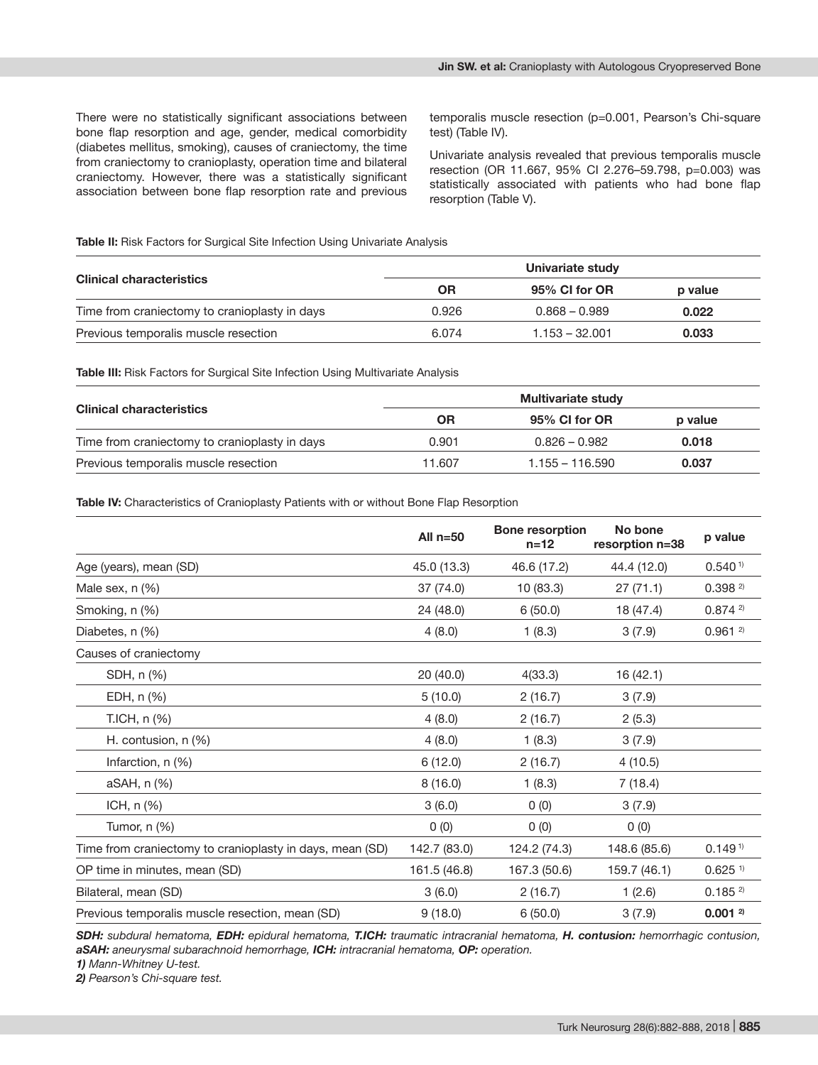There were no statistically significant associations between bone flap resorption and age, gender, medical comorbidity (diabetes mellitus, smoking), causes of craniectomy, the time from craniectomy to cranioplasty, operation time and bilateral craniectomy. However, there was a statistically significant association between bone flap resorption rate and previous temporalis muscle resection (p=0.001, Pearson's Chi-square test) (Table IV).

Univariate analysis revealed that previous temporalis muscle resection (OR 11.667, 95% CI 2.276–59.798, p=0.003) was statistically associated with patients who had bone flap resorption (Table V).

**Table II:** Risk Factors for Surgical Site Infection Using Univariate Analysis

| Clinical characteristics | Univariate study | | |
|---|---|---|---|
| | OR | 95% CI for OR | p value |
| Time from craniectomy to cranioplasty in days | 0.926 | 0.868 – 0.989 | **0.022** |
| Previous temporalis muscle resection | 6.074 | 1.153 – 32.001 | **0.033** |

**Table III:** Risk Factors for Surgical Site Infection Using Multivariate Analysis

| Clinical characteristics | Multivariate study | | |
|---|---|---|---|
| | OR | 95% CI for OR | p value |
| Time from craniectomy to cranioplasty in days | 0.901 | 0.826 – 0.982 | **0.018** |
| Previous temporalis muscle resection | 11.607 | 1.155 – 116.590 | **0.037** |

**Table IV:** Characteristics of Cranioplasty Patients with or without Bone Flap Resorption

| | All n=50 | Bone resorption n=12 | No bone resorption n=38 | p value |
|---|---|---|---|---|
| Age (years), mean (SD) | 45.0 (13.3) | 46.6 (17.2) | 44.4 (12.0) | 0.540 1) |
| Male sex, n (%) | 37 (74.0) | 10 (83.3) | 27 (71.1) | 0.398 2) |
| Smoking, n (%) | 24 (48.0) | 6 (50.0) | 18 (47.4) | 0.874 2) |
| Diabetes, n (%) | 4 (8.0) | 1 (8.3) | 3 (7.9) | 0.961 2) |
| Causes of craniectomy | | | | |
| SDH, n (%) | 20 (40.0) | 4(33.3) | 16 (42.1) | |
| EDH, n (%) | 5 (10.0) | 2 (16.7) | 3 (7.9) | |
| T.ICH, n (%) | 4 (8.0) | 2 (16.7) | 2 (5.3) | |
| H. contusion, n (%) | 4 (8.0) | 1 (8.3) | 3 (7.9) | |
| Infarction, n (%) | 6 (12.0) | 2 (16.7) | 4 (10.5) | |
| aSAH, n (%) | 8 (16.0) | 1 (8.3) | 7 (18.4) | |
| ICH, n (%) | 3 (6.0) | 0 (0) | 3 (7.9) | |
| Tumor, n (%) | 0 (0) | 0 (0) | 0 (0) | |
| Time from craniectomy to cranioplasty in days, mean (SD) | 142.7 (83.0) | 124.2 (74.3) | 148.6 (85.6) | 0.149 1) |
| OP time in minutes, mean (SD) | 161.5 (46.8) | 167.3 (50.6) | 159.7 (46.1) | 0.625 1) |
| Bilateral, mean (SD) | 3 (6.0) | 2 (16.7) | 1 (2.6) | 0.185 2) |
| Previous temporalis muscle resection, mean (SD) | 9 (18.0) | 6 (50.0) | 3 (7.9) | **0.001 2)** |

***SDH:** subdural hematoma, **EDH:** epidural hematoma, **T.ICH:** traumatic intracranial hematoma, **H. contusion:** hemorrhagic contusion, **aSAH:** aneurysmal subarachnoid hemorrhage, **ICH:** intracranial hematoma, **OP:** operation.*

***1)** Mann-Whitney U-test.*

***2)** Pearson's Chi-square test.*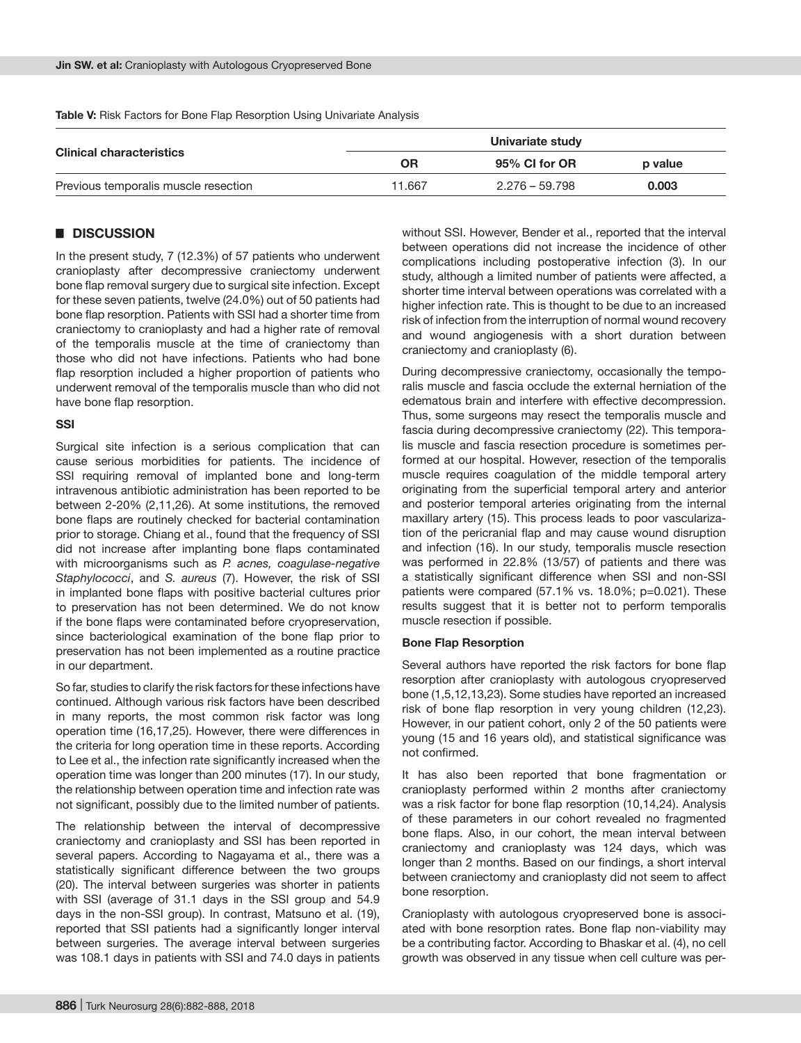**Table V:** Risk Factors for Bone Flap Resorption Using Univariate Analysis

| Clinical characteristics | Univariate study | | |
|---|---|---|---|
| | OR | 95% CI for OR | p value |
| Previous temporalis muscle resection | 11.667 | 2.276 – 59.798 | **0.003** |

## DISCUSSION

In the present study, 7 (12.3%) of 57 patients who underwent cranioplasty after decompressive craniectomy underwent bone flap removal surgery due to surgical site infection. Except for these seven patients, twelve (24.0%) out of 50 patients had bone flap resorption. Patients with SSI had a shorter time from craniectomy to cranioplasty and had a higher rate of removal of the temporalis muscle at the time of craniectomy than those who did not have infections. Patients who had bone flap resorption included a higher proportion of patients who underwent removal of the temporalis muscle than who did not have bone flap resorption.

### SSI

Surgical site infection is a serious complication that can cause serious morbidities for patients. The incidence of SSI requiring removal of implanted bone and long-term intravenous antibiotic administration has been reported to be between 2-20% (2,11,26). At some institutions, the removed bone flaps are routinely checked for bacterial contamination prior to storage. Chiang et al., found that the frequency of SSI did not increase after implanting bone flaps contaminated with microorganisms such as *P. acnes, coagulase-negative Staphylococci*, and *S. aureus* (7). However, the risk of SSI in implanted bone flaps with positive bacterial cultures prior to preservation has not been determined. We do not know if the bone flaps were contaminated before cryopreservation, since bacteriological examination of the bone flap prior to preservation has not been implemented as a routine practice in our department.

So far, studies to clarify the risk factors for these infections have continued. Although various risk factors have been described in many reports, the most common risk factor was long operation time (16,17,25). However, there were differences in the criteria for long operation time in these reports. According to Lee et al., the infection rate significantly increased when the operation time was longer than 200 minutes (17). In our study, the relationship between operation time and infection rate was not significant, possibly due to the limited number of patients.

The relationship between the interval of decompressive craniectomy and cranioplasty and SSI has been reported in several papers. According to Nagayama et al., there was a statistically significant difference between the two groups (20). The interval between surgeries was shorter in patients with SSI (average of 31.1 days in the SSI group and 54.9 days in the non-SSI group). In contrast, Matsuno et al. (19), reported that SSI patients had a significantly longer interval between surgeries. The average interval between surgeries was 108.1 days in patients with SSI and 74.0 days in patients without SSI. However, Bender et al., reported that the interval between operations did not increase the incidence of other complications including postoperative infection (3). In our study, although a limited number of patients were affected, a shorter time interval between operations was correlated with a higher infection rate. This is thought to be due to an increased risk of infection from the interruption of normal wound recovery and wound angiogenesis with a short duration between craniectomy and cranioplasty (6).

During decompressive craniectomy, occasionally the temporalis muscle and fascia occlude the external herniation of the edematous brain and interfere with effective decompression. Thus, some surgeons may resect the temporalis muscle and fascia during decompressive craniectomy (22). This temporalis muscle and fascia resection procedure is sometimes performed at our hospital. However, resection of the temporalis muscle requires coagulation of the middle temporal artery originating from the superficial temporal artery and anterior and posterior temporal arteries originating from the internal maxillary artery (15). This process leads to poor vascularization of the pericranial flap and may cause wound disruption and infection (16). In our study, temporalis muscle resection was performed in 22.8% (13/57) of patients and there was a statistically significant difference when SSI and non-SSI patients were compared (57.1% vs. 18.0%; p=0.021). These results suggest that it is better not to perform temporalis muscle resection if possible.

### Bone Flap Resorption

Several authors have reported the risk factors for bone flap resorption after cranioplasty with autologous cryopreserved bone (1,5,12,13,23). Some studies have reported an increased risk of bone flap resorption in very young children (12,23). However, in our patient cohort, only 2 of the 50 patients were young (15 and 16 years old), and statistical significance was not confirmed.

It has also been reported that bone fragmentation or cranioplasty performed within 2 months after craniectomy was a risk factor for bone flap resorption (10,14,24). Analysis of these parameters in our cohort revealed no fragmented bone flaps. Also, in our cohort, the mean interval between craniectomy and cranioplasty was 124 days, which was longer than 2 months. Based on our findings, a short interval between craniectomy and cranioplasty did not seem to affect bone resorption.

Cranioplasty with autologous cryopreserved bone is associated with bone resorption rates. Bone flap non-viability may be a contributing factor. According to Bhaskar et al. (4), no cell growth was observed in any tissue when cell culture was per-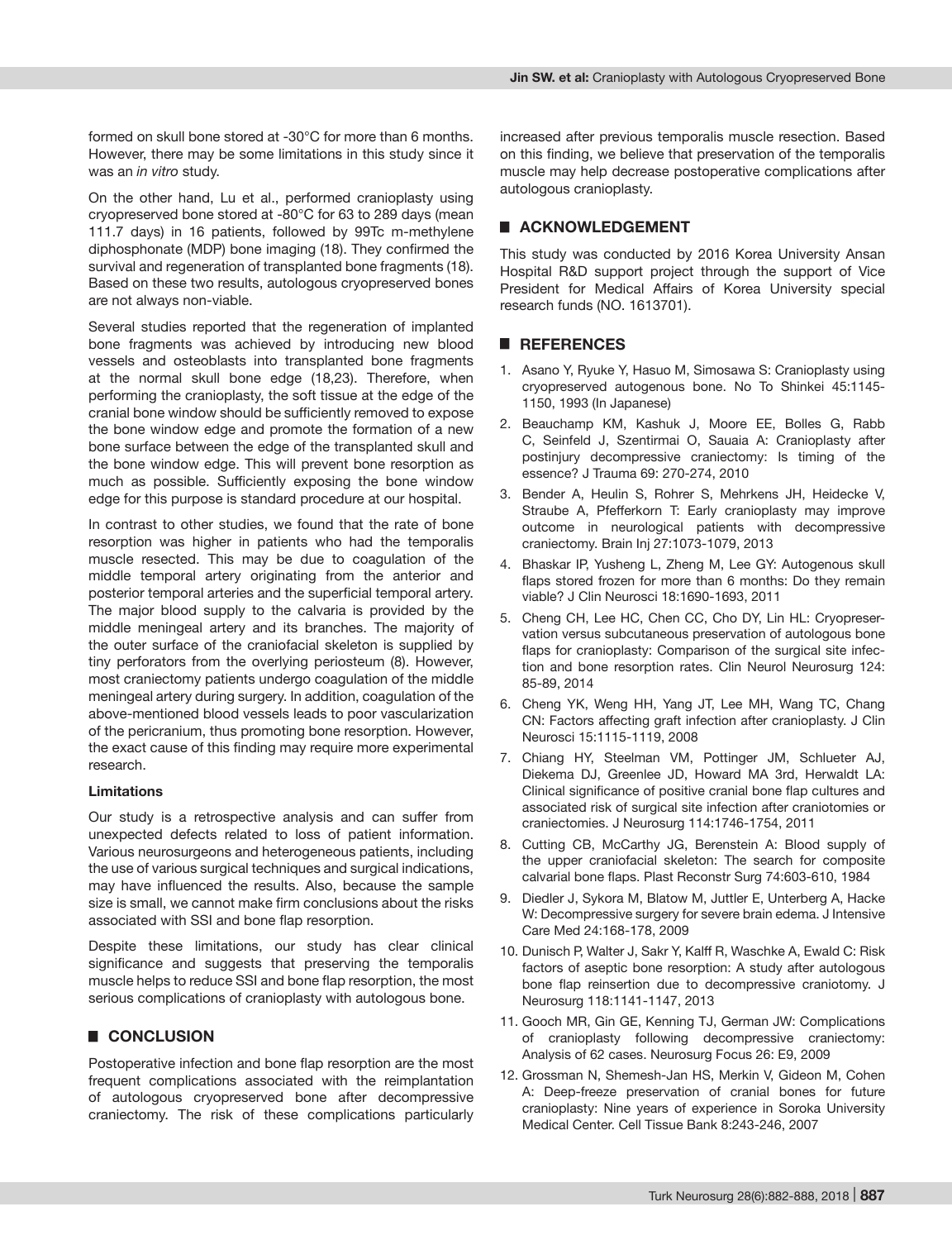formed on skull bone stored at -30°C for more than 6 months. However, there may be some limitations in this study since it was an *in vitro* study.

On the other hand, Lu et al., performed cranioplasty using cryopreserved bone stored at -80°C for 63 to 289 days (mean 111.7 days) in 16 patients, followed by 99Tc m-methylene diphosphonate (MDP) bone imaging (18). They confirmed the survival and regeneration of transplanted bone fragments (18). Based on these two results, autologous cryopreserved bones are not always non-viable.

Several studies reported that the regeneration of implanted bone fragments was achieved by introducing new blood vessels and osteoblasts into transplanted bone fragments at the normal skull bone edge (18,23). Therefore, when performing the cranioplasty, the soft tissue at the edge of the cranial bone window should be sufficiently removed to expose the bone window edge and promote the formation of a new bone surface between the edge of the transplanted skull and the bone window edge. This will prevent bone resorption as much as possible. Sufficiently exposing the bone window edge for this purpose is standard procedure at our hospital.

In contrast to other studies, we found that the rate of bone resorption was higher in patients who had the temporalis muscle resected. This may be due to coagulation of the middle temporal artery originating from the anterior and posterior temporal arteries and the superficial temporal artery. The major blood supply to the calvaria is provided by the middle meningeal artery and its branches. The majority of the outer surface of the craniofacial skeleton is supplied by tiny perforators from the overlying periosteum (8). However, most craniectomy patients undergo coagulation of the middle meningeal artery during surgery. In addition, coagulation of the above-mentioned blood vessels leads to poor vascularization of the pericranium, thus promoting bone resorption. However, the exact cause of this finding may require more experimental research.

**Limitations**

Our study is a retrospective analysis and can suffer from unexpected defects related to loss of patient information. Various neurosurgeons and heterogeneous patients, including the use of various surgical techniques and surgical indications, may have influenced the results. Also, because the sample size is small, we cannot make firm conclusions about the risks associated with SSI and bone flap resorption.

Despite these limitations, our study has clear clinical significance and suggests that preserving the temporalis muscle helps to reduce SSI and bone flap resorption, the most serious complications of cranioplasty with autologous bone.

## CONCLUSION

Postoperative infection and bone flap resorption are the most frequent complications associated with the reimplantation of autologous cryopreserved bone after decompressive craniectomy. The risk of these complications particularly increased after previous temporalis muscle resection. Based on this finding, we believe that preservation of the temporalis muscle may help decrease postoperative complications after autologous cranioplasty.

## ACKNOWLEDGEMENT

This study was conducted by 2016 Korea University Ansan Hospital R&D support project through the support of Vice President for Medical Affairs of Korea University special research funds (NO. 1613701).

## REFERENCES

1. Asano Y, Ryuke Y, Hasuo M, Simosawa S: Cranioplasty using cryopreserved autogenous bone. No To Shinkei 45:1145-1150, 1993 (In Japanese)
2. Beauchamp KM, Kashuk J, Moore EE, Bolles G, Rabb C, Seinfeld J, Szentirmai O, Sauaia A: Cranioplasty after postinjury decompressive craniectomy: Is timing of the essence? J Trauma 69: 270-274, 2010
3. Bender A, Heulin S, Rohrer S, Mehrkens JH, Heidecke V, Straube A, Pfefferkorn T: Early cranioplasty may improve outcome in neurological patients with decompressive craniectomy. Brain Inj 27:1073-1079, 2013
4. Bhaskar IP, Yusheng L, Zheng M, Lee GY: Autogenous skull flaps stored frozen for more than 6 months: Do they remain viable? J Clin Neurosci 18:1690-1693, 2011
5. Cheng CH, Lee HC, Chen CC, Cho DY, Lin HL: Cryopreservation versus subcutaneous preservation of autologous bone flaps for cranioplasty: Comparison of the surgical site infection and bone resorption rates. Clin Neurol Neurosurg 124: 85-89, 2014
6. Cheng YK, Weng HH, Yang JT, Lee MH, Wang TC, Chang CN: Factors affecting graft infection after cranioplasty. J Clin Neurosci 15:1115-1119, 2008
7. Chiang HY, Steelman VM, Pottinger JM, Schlueter AJ, Diekema DJ, Greenlee JD, Howard MA 3rd, Herwaldt LA: Clinical significance of positive cranial bone flap cultures and associated risk of surgical site infection after craniotomies or craniectomies. J Neurosurg 114:1746-1754, 2011
8. Cutting CB, McCarthy JG, Berenstein A: Blood supply of the upper craniofacial skeleton: The search for composite calvarial bone flaps. Plast Reconstr Surg 74:603-610, 1984
9. Diedler J, Sykora M, Blatow M, Juttler E, Unterberg A, Hacke W: Decompressive surgery for severe brain edema. J Intensive Care Med 24:168-178, 2009
10. Dunisch P, Walter J, Sakr Y, Kalff R, Waschke A, Ewald C: Risk factors of aseptic bone resorption: A study after autologous bone flap reinsertion due to decompressive craniotomy. J Neurosurg 118:1141-1147, 2013
11. Gooch MR, Gin GE, Kenning TJ, German JW: Complications of cranioplasty following decompressive craniectomy: Analysis of 62 cases. Neurosurg Focus 26: E9, 2009
12. Grossman N, Shemesh-Jan HS, Merkin V, Gideon M, Cohen A: Deep-freeze preservation of cranial bones for future cranioplasty: Nine years of experience in Soroka University Medical Center. Cell Tissue Bank 8:243-246, 2007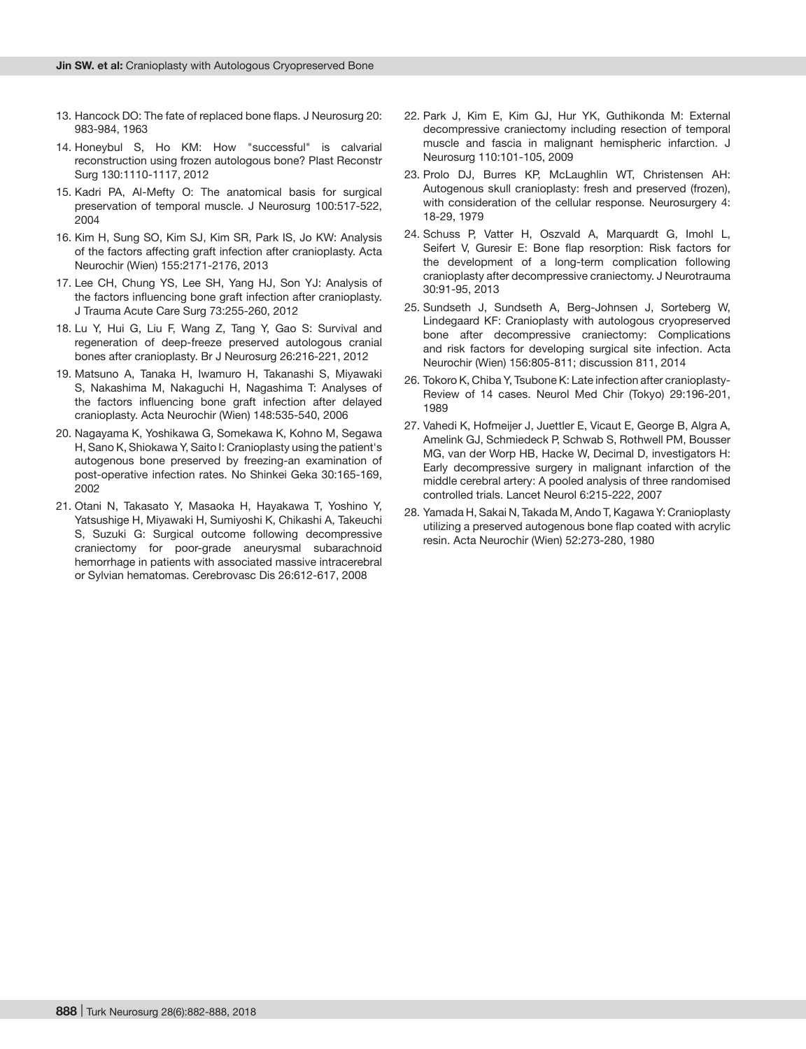13. Hancock DO: The fate of replaced bone flaps. J Neurosurg 20: 983-984, 1963
14. Honeybul S, Ho KM: How "successful" is calvarial reconstruction using frozen autologous bone? Plast Reconstr Surg 130:1110-1117, 2012
15. Kadri PA, Al-Mefty O: The anatomical basis for surgical preservation of temporal muscle. J Neurosurg 100:517-522, 2004
16. Kim H, Sung SO, Kim SJ, Kim SR, Park IS, Jo KW: Analysis of the factors affecting graft infection after cranioplasty. Acta Neurochir (Wien) 155:2171-2176, 2013
17. Lee CH, Chung YS, Lee SH, Yang HJ, Son YJ: Analysis of the factors influencing bone graft infection after cranioplasty. J Trauma Acute Care Surg 73:255-260, 2012
18. Lu Y, Hui G, Liu F, Wang Z, Tang Y, Gao S: Survival and regeneration of deep-freeze preserved autologous cranial bones after cranioplasty. Br J Neurosurg 26:216-221, 2012
19. Matsuno A, Tanaka H, Iwamuro H, Takanashi S, Miyawaki S, Nakashima M, Nakaguchi H, Nagashima T: Analyses of the factors influencing bone graft infection after delayed cranioplasty. Acta Neurochir (Wien) 148:535-540, 2006
20. Nagayama K, Yoshikawa G, Somekawa K, Kohno M, Segawa H, Sano K, Shiokawa Y, Saito I: Cranioplasty using the patient's autogenous bone preserved by freezing-an examination of post-operative infection rates. No Shinkei Geka 30:165-169, 2002
21. Otani N, Takasato Y, Masaoka H, Hayakawa T, Yoshino Y, Yatsushige H, Miyawaki H, Sumiyoshi K, Chikashi A, Takeuchi S, Suzuki G: Surgical outcome following decompressive craniectomy for poor-grade aneurysmal subarachnoid hemorrhage in patients with associated massive intracerebral or Sylvian hematomas. Cerebrovasc Dis 26:612-617, 2008
22. Park J, Kim E, Kim GJ, Hur YK, Guthikonda M: External decompressive craniectomy including resection of temporal muscle and fascia in malignant hemispheric infarction. J Neurosurg 110:101-105, 2009
23. Prolo DJ, Burres KP, McLaughlin WT, Christensen AH: Autogenous skull cranioplasty: fresh and preserved (frozen), with consideration of the cellular response. Neurosurgery 4: 18-29, 1979
24. Schuss P, Vatter H, Oszvald A, Marquardt G, Imohl L, Seifert V, Guresir E: Bone flap resorption: Risk factors for the development of a long-term complication following cranioplasty after decompressive craniectomy. J Neurotrauma 30:91-95, 2013
25. Sundseth J, Sundseth A, Berg-Johnsen J, Sorteberg W, Lindegaard KF: Cranioplasty with autologous cryopreserved bone after decompressive craniectomy: Complications and risk factors for developing surgical site infection. Acta Neurochir (Wien) 156:805-811; discussion 811, 2014
26. Tokoro K, Chiba Y, Tsubone K: Late infection after cranioplasty-Review of 14 cases. Neurol Med Chir (Tokyo) 29:196-201, 1989
27. Vahedi K, Hofmeijer J, Juettler E, Vicaut E, George B, Algra A, Amelink GJ, Schmiedeck P, Schwab S, Rothwell PM, Bousser MG, van der Worp HB, Hacke W, Decimal D, investigators H: Early decompressive surgery in malignant infarction of the middle cerebral artery: A pooled analysis of three randomised controlled trials. Lancet Neurol 6:215-222, 2007
28. Yamada H, Sakai N, Takada M, Ando T, Kagawa Y: Cranioplasty utilizing a preserved autogenous bone flap coated with acrylic resin. Acta Neurochir (Wien) 52:273-280, 1980